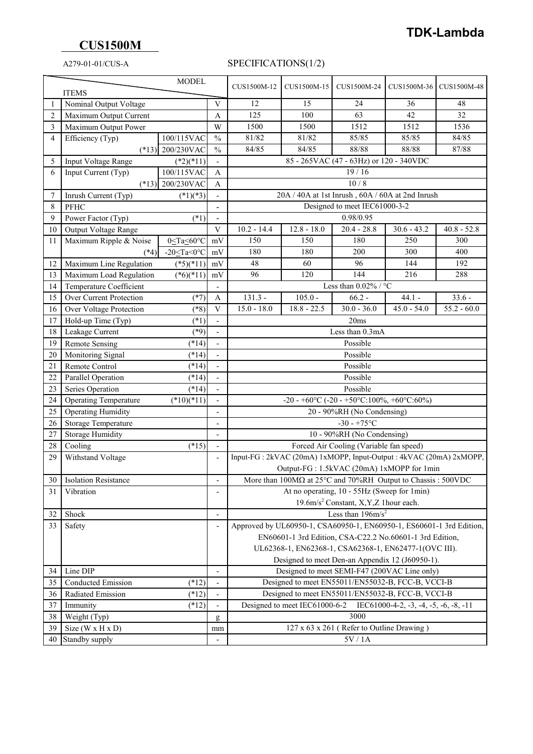**TDK-Lambda**

## CUS1500M

A279-01-01/CUS-A

SPECIFICATIONS(1/2)

| | ITEMS / MODEL | | | CUS1500M-12 | CUS1500M-15 | CUS1500M-24 | CUS1500M-36 | CUS1500M-48 |
|---|---|---|---|---|---|---|---|---|
| 1 | Nominal Output Voltage | | V | 12 | 15 | 24 | 36 | 48 |
| 2 | Maximum Output Current | | A | 125 | 100 | 63 | 42 | 32 |
| 3 | Maximum Output Power | | W | 1500 | 1500 | 1512 | 1512 | 1536 |
| 4 | Efficiency (Typ) | 100/115VAC | % | 81/82 | 81/82 | 85/85 | 85/85 | 84/85 |
| | (*13) | 200/230VAC | % | 84/85 | 84/85 | 88/88 | 88/88 | 87/88 |
| 5 | Input Voltage Range | (*2)(*11) | - | 85 - 265VAC (47 - 63Hz) or 120 - 340VDC | | | | |
| 6 | Input Current (Typ) | 100/115VAC | A | 19 / 16 | | | | |
| | (*13) | 200/230VAC | A | 10 / 8 | | | | |
| 7 | Inrush Current (Typ) | (*1)(*3) | - | 20A / 40A at 1st Inrush , 60A / 60A at 2nd Inrush | | | | |
| 8 | PFHC | | - | Designed to meet IEC61000-3-2 | | | | |
| 9 | Power Factor (Typ) | (*1) | - | 0.98/0.95 | | | | |
| 10 | Output Voltage Range | | V | 10.2 - 14.4 | 12.8 - 18.0 | 20.4 - 28.8 | 30.6 - 43.2 | 40.8 - 52.8 |
| 11 | Maximum Ripple & Noise | 0≤Ta≤60°C | mV | 150 | 150 | 180 | 250 | 300 |
| | (*4) | -20≤Ta<0°C | mV | 180 | 180 | 200 | 300 | 400 |
| 12 | Maximum Line Regulation | (*5)(*11) | mV | 48 | 60 | 96 | 144 | 192 |
| 13 | Maximum Load Regulation | (*6)(*11) | mV | 96 | 120 | 144 | 216 | 288 |
| 14 | Temperature Coefficient | | - | Less than 0.02% / °C | | | | |
| 15 | Over Current Protection | (*7) | A | 131.3 - | 105.0 - | 66.2 - | 44.1 - | 33.6 - |
| 16 | Over Voltage Protection | (*8) | V | 15.0 - 18.0 | 18.8 - 22.5 | 30.0 - 36.0 | 45.0 - 54.0 | 55.2 - 60.0 |
| 17 | Hold-up Time (Typ) | (*1) | - | 20ms | | | | |
| 18 | Leakage Current | (*9) | - | Less than 0.3mA | | | | |
| 19 | Remote Sensing | (*14) | - | Possible | | | | |
| 20 | Monitoring Signal | (*14) | - | Possible | | | | |
| 21 | Remote Control | (*14) | - | Possible | | | | |
| 22 | Parallel Operation | (*14) | - | Possible | | | | |
| 23 | Series Operation | (*14) | - | Possible | | | | |
| 24 | Operating Temperature | (*10)(*11) | - | -20 - +60°C (-20 - +50°C:100%, +60°C:60%) | | | | |
| 25 | Operating Humidity | | - | 20 - 90%RH (No Condensing) | | | | |
| 26 | Storage Temperature | | - | -30 - +75°C | | | | |
| 27 | Storage Humidity | | - | 10 - 90%RH (No Condensing) | | | | |
| 28 | Cooling | (*15) | - | Forced Air Cooling (Variable fan speed) | | | | |
| 29 | Withstand Voltage | | - | Input-FG : 2kVAC (20mA) 1xMOPP, Input-Output : 4kVAC (20mA) 2xMOPP, Output-FG : 1.5kVAC (20mA) 1xMOPP for 1min | | | | |
| 30 | Isolation Resistance | | - | More than 100MΩ at 25°C and 70%RH Output to Chassis : 500VDC | | | | |
| 31 | Vibration | | - | At no operating, 10 - 55Hz (Sweep for 1min) 19.6m/s² Constant, X,Y,Z 1hour each. | | | | |
| 32 | Shock | | - | Less than 196m/s² | | | | |
| 33 | Safety | | - | Approved by UL60950-1, CSA60950-1, EN60950-1, ES60601-1 3rd Edition, EN60601-1 3rd Edition, CSA-C22.2 No.60601-1 3rd Edition, UL62368-1, EN62368-1, CSA62368-1, EN62477-1(OVC III). Designed to meet Den-an Appendix 12 (J60950-1). | | | | |
| 34 | Line DIP | | - | Designed to meet SEMI-F47 (200VAC Line only) | | | | |
| 35 | Conducted Emission | (*12) | - | Designed to meet EN55011/EN55032-B, FCC-B, VCCI-B | | | | |
| 36 | Radiated Emission | (*12) | - | Designed to meet EN55011/EN55032-B, FCC-B, VCCI-B | | | | |
| 37 | Immunity | (*12) | - | Designed to meet IEC61000-6-2 IEC61000-4-2, -3, -4, -5, -6, -8, -11 | | | | |
| 38 | Weight (Typ) | | g | 3000 | | | | |
| 39 | Size (W x H x D) | | mm | 127 x 63 x 261 ( Refer to Outline Drawing ) | | | | |
| 40 | Standby supply | | - | 5V / 1A | | | | |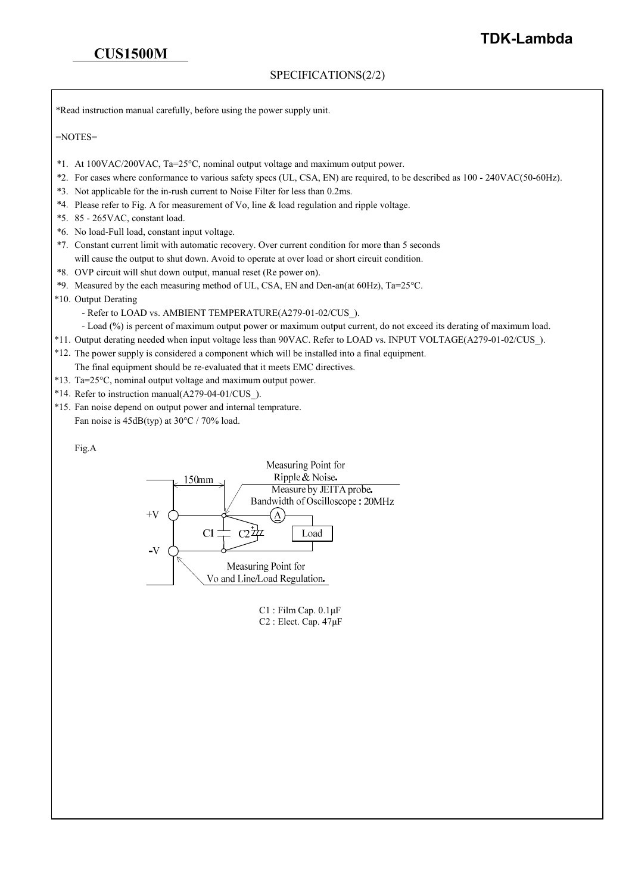**CUS1500M**

SPECIFICATIONS(2/2)

*Read instruction manual carefully, before using the power supply unit.

=NOTES=

*1. At 100VAC/200VAC, Ta=25°C, nominal output voltage and maximum output power.
*2. For cases where conformance to various safety specs (UL, CSA, EN) are required, to be described as 100 - 240VAC(50-60Hz).
*3. Not applicable for the in-rush current to Noise Filter for less than 0.2ms.
*4. Please refer to Fig. A for measurement of Vo, line & load regulation and ripple voltage.
*5. 85 - 265VAC, constant load.
*6. No load-Full load, constant input voltage.
*7. Constant current limit with automatic recovery. Over current condition for more than 5 seconds
will cause the output to shut down. Avoid to operate at over load or short circuit condition.
*8. OVP circuit will shut down output, manual reset (Re power on).
*9. Measured by the each measuring method of UL, CSA, EN and Den-an(at 60Hz), Ta=25°C.
*10. Output Derating
- Refer to LOAD vs. AMBIENT TEMPERATURE(A279-01-02/CUS_).
- Load (%) is percent of maximum output power or maximum output current, do not exceed its derating of maximum load.
*11. Output derating needed when input voltage less than 90VAC. Refer to LOAD vs. INPUT VOLTAGE(A279-01-02/CUS_).
*12. The power supply is considered a component which will be installed into a final equipment.
The final equipment should be re-evaluated that it meets EMC directives.
*13. Ta=25°C, nominal output voltage and maximum output power.
*14. Refer to instruction manual(A279-04-01/CUS_).
*15. Fan noise depend on output power and internal temprature.
Fan noise is 45dB(typ) at 30°C / 70% load.

Fig.A

150mm

Measuring Point for Ripple & Noise.
Measure by JEITA probe.
Bandwidth of Oscilloscope : 20MHz

+V
-V
C1
C2
A
Load

Measuring Point for Vo and Line/Load Regulation.

C1 : Film Cap. 0.1μF
C2 : Elect. Cap. 47μF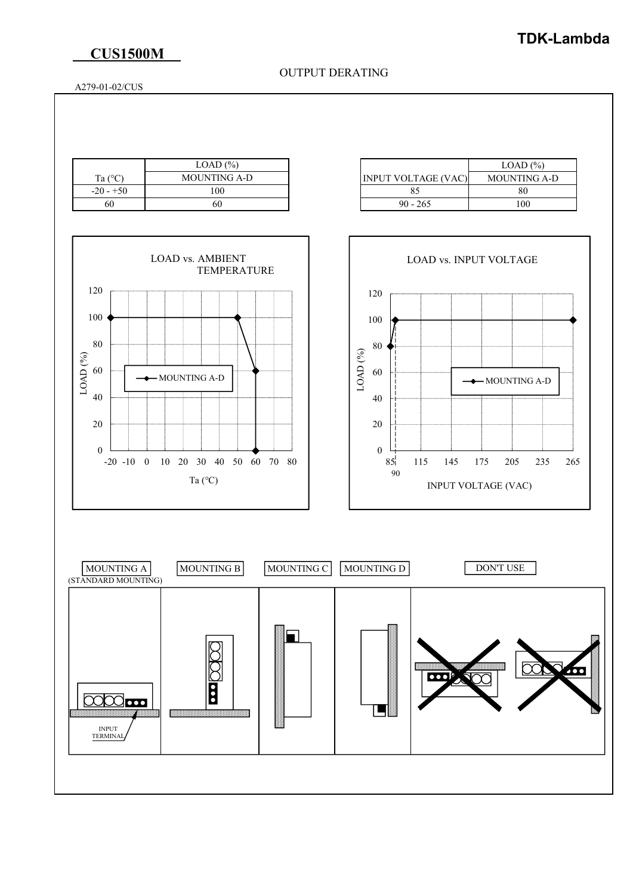## CUS1500M

OUTPUT DERATING

A279-01-02/CUS

| | LOAD (%) |
|---|---|
| Ta (°C) | MOUNTING A-D |
| -20 - +50 | 100 |
| 60 | 60 |

| | LOAD (%) |
|---|---|
| INPUT VOLTAGE (VAC) | MOUNTING A-D |
| 85 | 80 |
| 90 - 265 | 100 |

LOAD vs. AMBIENT TEMPERATURE

LOAD (%)

120
100
80
60
40
20
0

-20 -10 0 10 20 30 40 50 60 70 80

Ta (°C)

MOUNTING A-D

LOAD vs. INPUT VOLTAGE

LOAD (%)

120
100
80
60
40
20
0

85 115 145 175 205 235 265

90

INPUT VOLTAGE (VAC)

MOUNTING A-D

MOUNTING A (STANDARD MOUNTING)

INPUT TERMINAL

MOUNTING B

MOUNTING C

MOUNTING D

DON'T USE